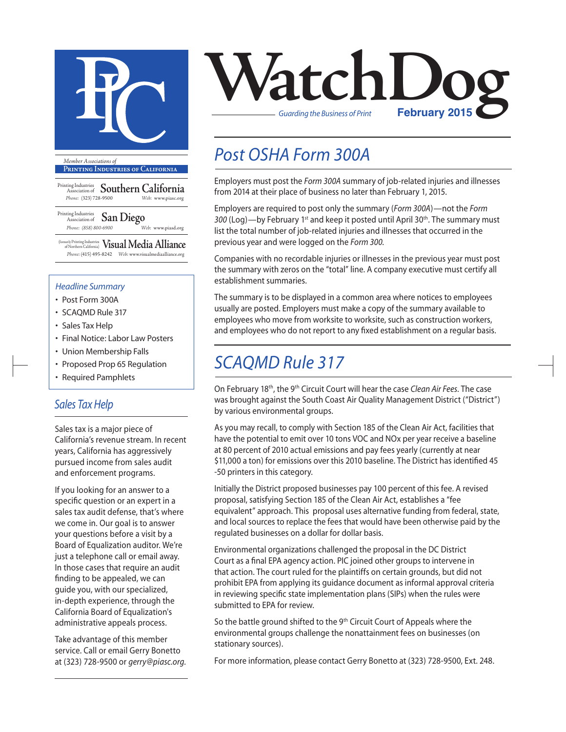# WatchDog

*Guarding the Business of Print* **February 2015**

*Member Associations of*
**Printing Industries of California**

Printing Industries Association of **Southern California**
*Phone:* (323) 728-9500 *Web:* www.piasc.org

Printing Industries Association of **San Diego**
*Phone:* (858) 800-6900 *Web:* www.piasd.org

(formerly Printing Industries of Northern California) **Visual Media Alliance**
*Phone:* (415) 495-8242 *Web:* www.visualmediaalliance.org

### *Headline Summary*

- Post Form 300A
- SCAQMD Rule 317
- Sales Tax Help
- Final Notice: Labor Law Posters
- Union Membership Falls
- Proposed Prop 65 Regulation
- Required Pamphlets

## *Sales Tax Help*

Sales tax is a major piece of California's revenue stream. In recent years, California has aggressively pursued income from sales audit and enforcement programs.

If you looking for an answer to a specific question or an expert in a sales tax audit defense, that's where we come in. Our goal is to answer your questions before a visit by a Board of Equalization auditor. We're just a telephone call or email away. In those cases that require an audit finding to be appealed, we can guide you, with our specialized, in-depth experience, through the California Board of Equalization's administrative appeals process.

Take advantage of this member service. Call or email Gerry Bonetto at (323) 728-9500 or *gerry@piasc.org.*

## *Post OSHA Form 300A*

Employers must post the *Form 300A* summary of job-related injuries and illnesses from 2014 at their place of business no later than February 1, 2015.

Employers are required to post only the summary (*Form 300A*)—not the *Form 300* (Log)—by February 1st and keep it posted until April 30th. The summary must list the total number of job-related injuries and illnesses that occurred in the previous year and were logged on the *Form 300.*

Companies with no recordable injuries or illnesses in the previous year must post the summary with zeros on the "total" line. A company executive must certify all establishment summaries.

The summary is to be displayed in a common area where notices to employees usually are posted. Employers must make a copy of the summary available to employees who move from worksite to worksite, such as construction workers, and employees who do not report to any fixed establishment on a regular basis.

## *SCAQMD Rule 317*

On February 18th, the 9th Circuit Court will hear the case *Clean Air Fees*. The case was brought against the South Coast Air Quality Management District ("District") by various environmental groups.

As you may recall, to comply with Section 185 of the Clean Air Act, facilities that have the potential to emit over 10 tons VOC and NOx per year receive a baseline at 80 percent of 2010 actual emissions and pay fees yearly (currently at near $11,000 a ton) for emissions over this 2010 baseline. The District has identified 45 -50 printers in this category.

Initially the District proposed businesses pay 100 percent of this fee. A revised proposal, satisfying Section 185 of the Clean Air Act, establishes a "fee equivalent" approach. This proposal uses alternative funding from federal, state, and local sources to replace the fees that would have been otherwise paid by the regulated businesses on a dollar for dollar basis.

Environmental organizations challenged the proposal in the DC District Court as a final EPA agency action. PIC joined other groups to intervene in that action. The court ruled for the plaintiffs on certain grounds, but did not prohibit EPA from applying its guidance document as informal approval criteria in reviewing specific state implementation plans (SIPs) when the rules were submitted to EPA for review.

So the battle ground shifted to the 9th Circuit Court of Appeals where the environmental groups challenge the nonattainment fees on businesses (on stationary sources).

For more information, please contact Gerry Bonetto at (323) 728-9500, Ext. 248.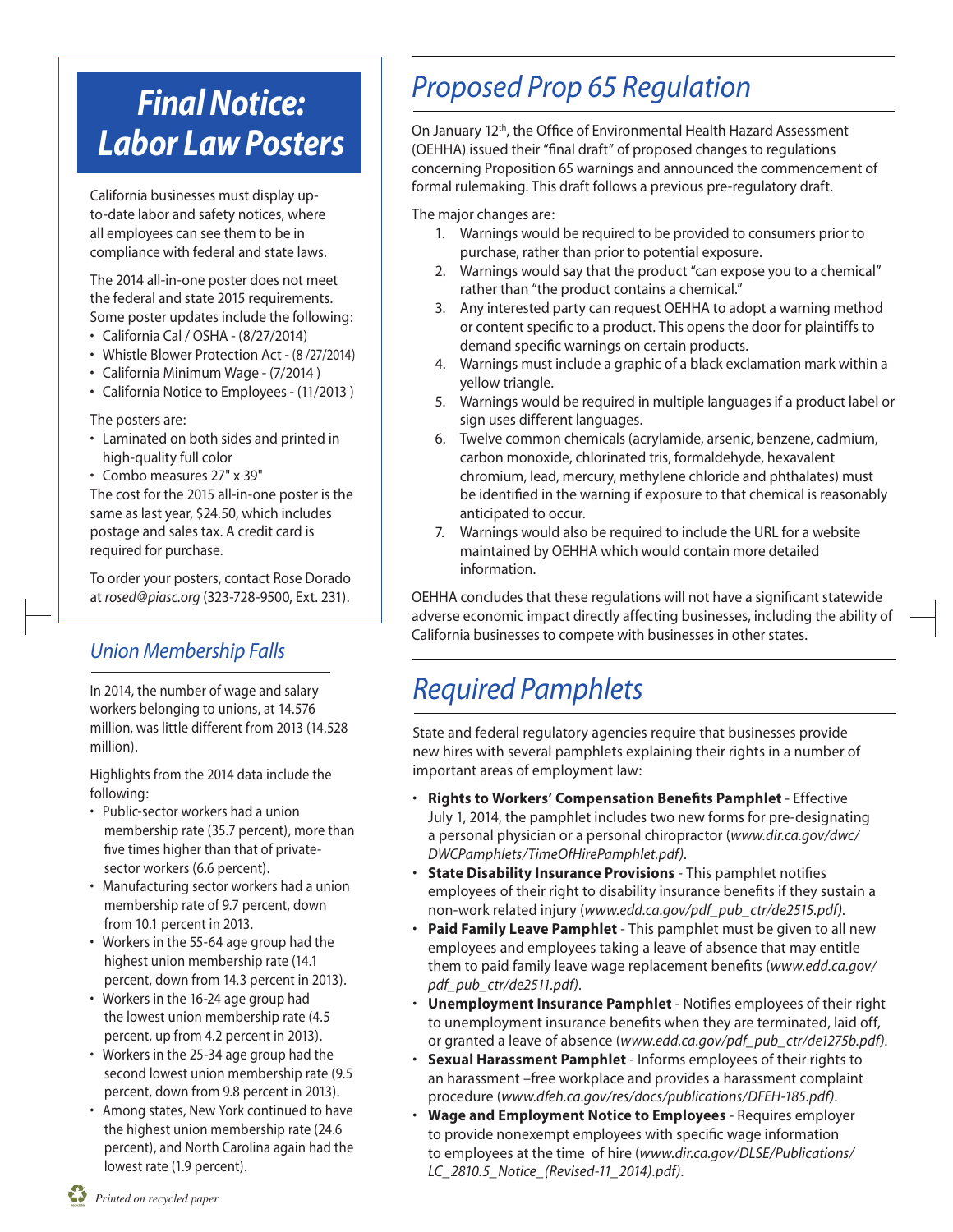# Final Notice: Labor Law Posters

California businesses must display up-to-date labor and safety notices, where all employees can see them to be in compliance with federal and state laws.

The 2014 all-in-one poster does not meet the federal and state 2015 requirements. Some poster updates include the following:

- California Cal / OSHA - (8/27/2014)
- Whistle Blower Protection Act - (8 /27/2014)
- California Minimum Wage - (7/2014 )
- California Notice to Employees - (11/2013 )

The posters are:

- Laminated on both sides and printed in high-quality full color
- Combo measures 27" x 39"

The cost for the 2015 all-in-one poster is the same as last year, $24.50, which includes postage and sales tax. A credit card is required for purchase.

To order your posters, contact Rose Dorado at *rosed@piasc.org* (323-728-9500, Ext. 231).

## *Union Membership Falls*

In 2014, the number of wage and salary workers belonging to unions, at 14.576 million, was little different from 2013 (14.528 million).

Highlights from the 2014 data include the following:

- Public-sector workers had a union membership rate (35.7 percent), more than five times higher than that of private-sector workers (6.6 percent).
- Manufacturing sector workers had a union membership rate of 9.7 percent, down from 10.1 percent in 2013.
- Workers in the 55-64 age group had the highest union membership rate (14.1 percent, down from 14.3 percent in 2013).
- Workers in the 16-24 age group had the lowest union membership rate (4.5 percent, up from 4.2 percent in 2013).
- Workers in the 25-34 age group had the second lowest union membership rate (9.5 percent, down from 9.8 percent in 2013).
- Among states, New York continued to have the highest union membership rate (24.6 percent), and North Carolina again had the lowest rate (1.9 percent).

# *Proposed Prop 65 Regulation*

On January 12th, the Office of Environmental Health Hazard Assessment (OEHHA) issued their "final draft" of proposed changes to regulations concerning Proposition 65 warnings and announced the commencement of formal rulemaking. This draft follows a previous pre-regulatory draft.

The major changes are:

1. Warnings would be required to be provided to consumers prior to purchase, rather than prior to potential exposure.
2. Warnings would say that the product "can expose you to a chemical" rather than "the product contains a chemical."
3. Any interested party can request OEHHA to adopt a warning method or content specific to a product. This opens the door for plaintiffs to demand specific warnings on certain products.
4. Warnings must include a graphic of a black exclamation mark within a yellow triangle.
5. Warnings would be required in multiple languages if a product label or sign uses different languages.
6. Twelve common chemicals (acrylamide, arsenic, benzene, cadmium, carbon monoxide, chlorinated tris, formaldehyde, hexavalent chromium, lead, mercury, methylene chloride and phthalates) must be identified in the warning if exposure to that chemical is reasonably anticipated to occur.
7. Warnings would also be required to include the URL for a website maintained by OEHHA which would contain more detailed information.

OEHHA concludes that these regulations will not have a significant statewide adverse economic impact directly affecting businesses, including the ability of California businesses to compete with businesses in other states.

# *Required Pamphlets*

State and federal regulatory agencies require that businesses provide new hires with several pamphlets explaining their rights in a number of important areas of employment law:

- **Rights to Workers' Compensation Benefits Pamphlet** - Effective July 1, 2014, the pamphlet includes two new forms for pre-designating a personal physician or a personal chiropractor (*www.dir.ca.gov/dwc/DWCPamphlets/TimeOfHirePamphlet.pdf)*.
- **State Disability Insurance Provisions** - This pamphlet notifies employees of their right to disability insurance benefits if they sustain a non-work related injury (*www.edd.ca.gov/pdf_pub_ctr/de2515.pdf)*.
- **Paid Family Leave Pamphlet** - This pamphlet must be given to all new employees and employees taking a leave of absence that may entitle them to paid family leave wage replacement benefits (*www.edd.ca.gov/pdf_pub_ctr/de2511.pdf)*.
- **Unemployment Insurance Pamphlet** - Notifies employees of their right to unemployment insurance benefits when they are terminated, laid off, or granted a leave of absence (*www.edd.ca.gov/pdf_pub_ctr/de1275b.pdf)*.
- **Sexual Harassment Pamphlet** - Informs employees of their rights to an harassment –free workplace and provides a harassment complaint procedure (*www.dfeh.ca.gov/res/docs/publications/DFEH-185.pdf)*.
- **Wage and Employment Notice to Employees** - Requires employer to provide nonexempt employees with specific wage information to employees at the time of hire (*www.dir.ca.gov/DLSE/Publications/LC_2810.5_Notice_(Revised-11_2014).pdf)*.

*Printed on recycled paper*